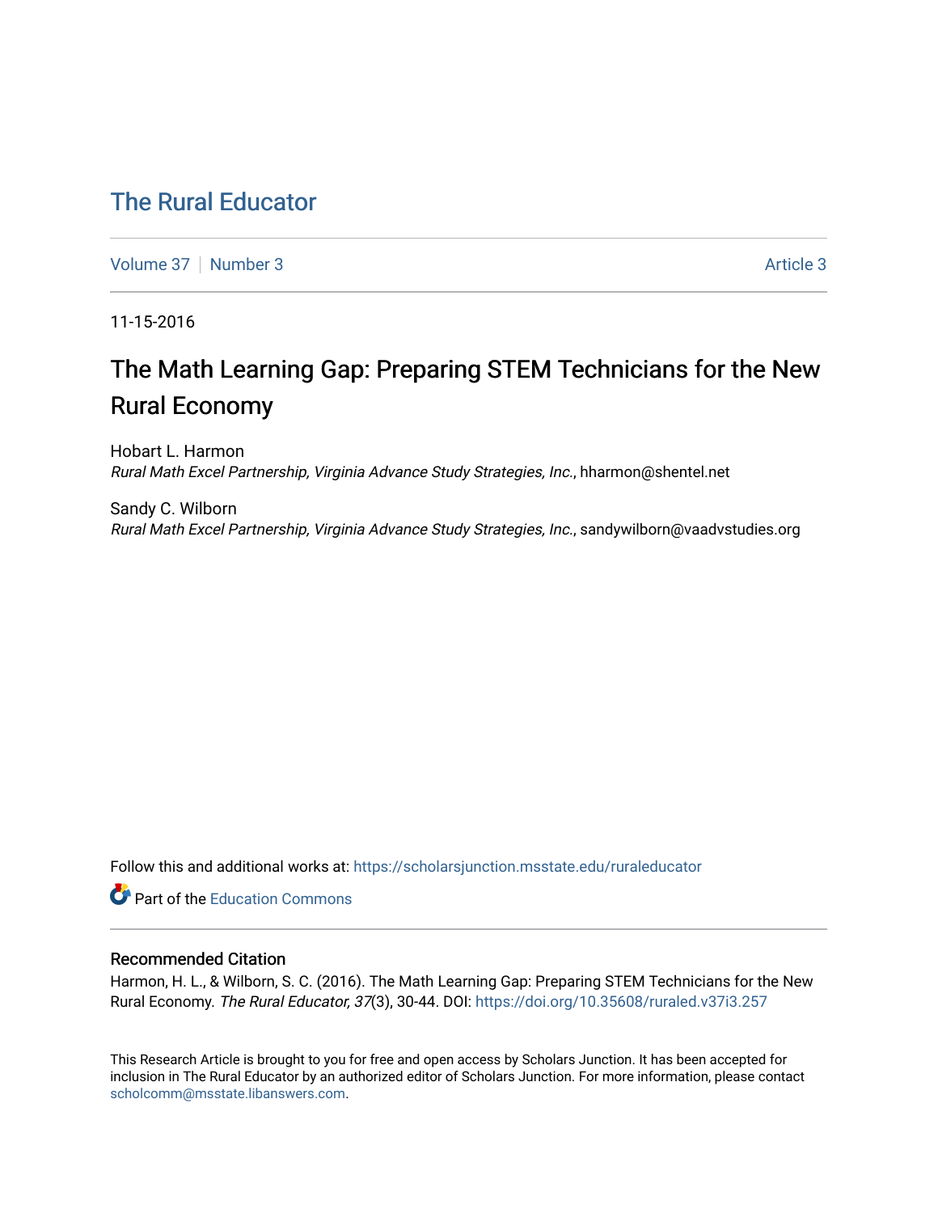# The Rural Educator

Volume 37 | Number 3 | Article 3

11-15-2016

## The Math Learning Gap: Preparing STEM Technicians for the New Rural Economy

Hobart L. Harmon
*Rural Math Excel Partnership, Virginia Advance Study Strategies, Inc.*, hharmon@shentel.net

Sandy C. Wilborn
*Rural Math Excel Partnership, Virginia Advance Study Strategies, Inc.*, sandywilborn@vaadvstudies.org

Follow this and additional works at: https://scholarsjunction.msstate.edu/ruraleducator

Part of the Education Commons

### Recommended Citation

Harmon, H. L., & Wilborn, S. C. (2016). The Math Learning Gap: Preparing STEM Technicians for the New Rural Economy. *The Rural Educator, 37*(3), 30-44. DOI: https://doi.org/10.35608/ruraled.v37i3.257

This Research Article is brought to you for free and open access by Scholars Junction. It has been accepted for inclusion in The Rural Educator by an authorized editor of Scholars Junction. For more information, please contact scholcomm@msstate.libanswers.com.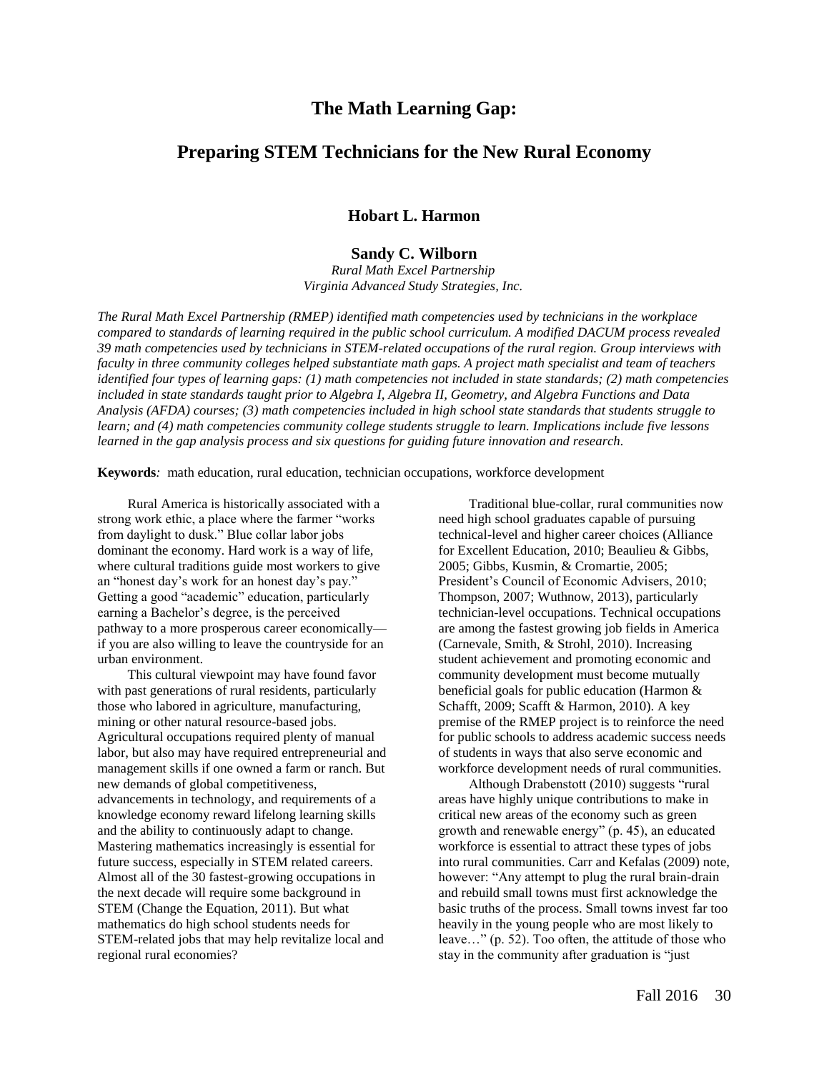# The Math Learning Gap:

## Preparing STEM Technicians for the New Rural Economy

**Hobart L. Harmon**

**Sandy C. Wilborn**

*Rural Math Excel Partnership*
*Virginia Advanced Study Strategies, Inc.*

*The Rural Math Excel Partnership (RMEP) identified math competencies used by technicians in the workplace compared to standards of learning required in the public school curriculum. A modified DACUM process revealed 39 math competencies used by technicians in STEM-related occupations of the rural region. Group interviews with faculty in three community colleges helped substantiate math gaps. A project math specialist and team of teachers identified four types of learning gaps: (1) math competencies not included in state standards; (2) math competencies included in state standards taught prior to Algebra I, Algebra II, Geometry, and Algebra Functions and Data Analysis (AFDA) courses; (3) math competencies included in high school state standards that students struggle to learn; and (4) math competencies community college students struggle to learn. Implications include five lessons learned in the gap analysis process and six questions for guiding future innovation and research.*

**Keywords***:* math education, rural education, technician occupations, workforce development

Rural America is historically associated with a strong work ethic, a place where the farmer "works from daylight to dusk." Blue collar labor jobs dominant the economy. Hard work is a way of life, where cultural traditions guide most workers to give an "honest day's work for an honest day's pay." Getting a good "academic" education, particularly earning a Bachelor's degree, is the perceived pathway to a more prosperous career economically—if you are also willing to leave the countryside for an urban environment.

This cultural viewpoint may have found favor with past generations of rural residents, particularly those who labored in agriculture, manufacturing, mining or other natural resource-based jobs. Agricultural occupations required plenty of manual labor, but also may have required entrepreneurial and management skills if one owned a farm or ranch. But new demands of global competitiveness, advancements in technology, and requirements of a knowledge economy reward lifelong learning skills and the ability to continuously adapt to change. Mastering mathematics increasingly is essential for future success, especially in STEM related careers. Almost all of the 30 fastest-growing occupations in the next decade will require some background in STEM (Change the Equation, 2011). But what mathematics do high school students needs for STEM-related jobs that may help revitalize local and regional rural economies?

Traditional blue-collar, rural communities now need high school graduates capable of pursuing technical-level and higher career choices (Alliance for Excellent Education, 2010; Beaulieu & Gibbs, 2005; Gibbs, Kusmin, & Cromartie, 2005; President's Council of Economic Advisers, 2010; Thompson, 2007; Wuthnow, 2013), particularly technician-level occupations. Technical occupations are among the fastest growing job fields in America (Carnevale, Smith, & Strohl, 2010). Increasing student achievement and promoting economic and community development must become mutually beneficial goals for public education (Harmon & Schafft, 2009; Scafft & Harmon, 2010). A key premise of the RMEP project is to reinforce the need for public schools to address academic success needs of students in ways that also serve economic and workforce development needs of rural communities.

Although Drabenstott (2010) suggests "rural areas have highly unique contributions to make in critical new areas of the economy such as green growth and renewable energy" (p. 45), an educated workforce is essential to attract these types of jobs into rural communities. Carr and Kefalas (2009) note, however: "Any attempt to plug the rural brain-drain and rebuild small towns must first acknowledge the basic truths of the process. Small towns invest far too heavily in the young people who are most likely to leave…" (p. 52). Too often, the attitude of those who stay in the community after graduation is "just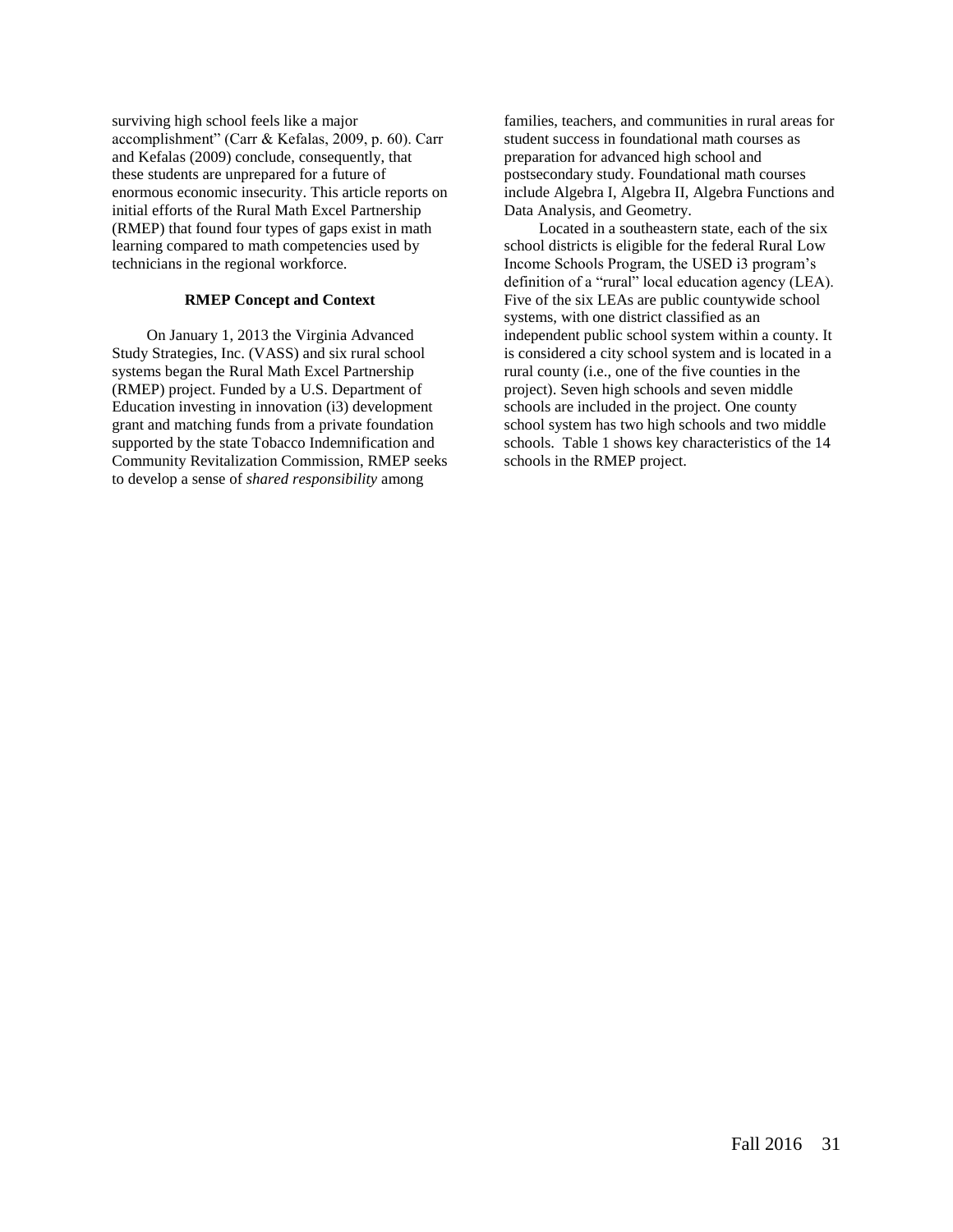surviving high school feels like a major accomplishment" (Carr & Kefalas, 2009, p. 60). Carr and Kefalas (2009) conclude, consequently, that these students are unprepared for a future of enormous economic insecurity. This article reports on initial efforts of the Rural Math Excel Partnership (RMEP) that found four types of gaps exist in math learning compared to math competencies used by technicians in the regional workforce.

### RMEP Concept and Context

On January 1, 2013 the Virginia Advanced Study Strategies, Inc. (VASS) and six rural school systems began the Rural Math Excel Partnership (RMEP) project. Funded by a U.S. Department of Education investing in innovation (i3) development grant and matching funds from a private foundation supported by the state Tobacco Indemnification and Community Revitalization Commission, RMEP seeks to develop a sense of *shared responsibility* among families, teachers, and communities in rural areas for student success in foundational math courses as preparation for advanced high school and postsecondary study. Foundational math courses include Algebra I, Algebra II, Algebra Functions and Data Analysis, and Geometry.

Located in a southeastern state, each of the six school districts is eligible for the federal Rural Low Income Schools Program, the USED i3 program's definition of a "rural" local education agency (LEA). Five of the six LEAs are public countywide school systems, with one district classified as an independent public school system within a county. It is considered a city school system and is located in a rural county (i.e., one of the five counties in the project). Seven high schools and seven middle schools are included in the project. One county school system has two high schools and two middle schools. Table 1 shows key characteristics of the 14 schools in the RMEP project.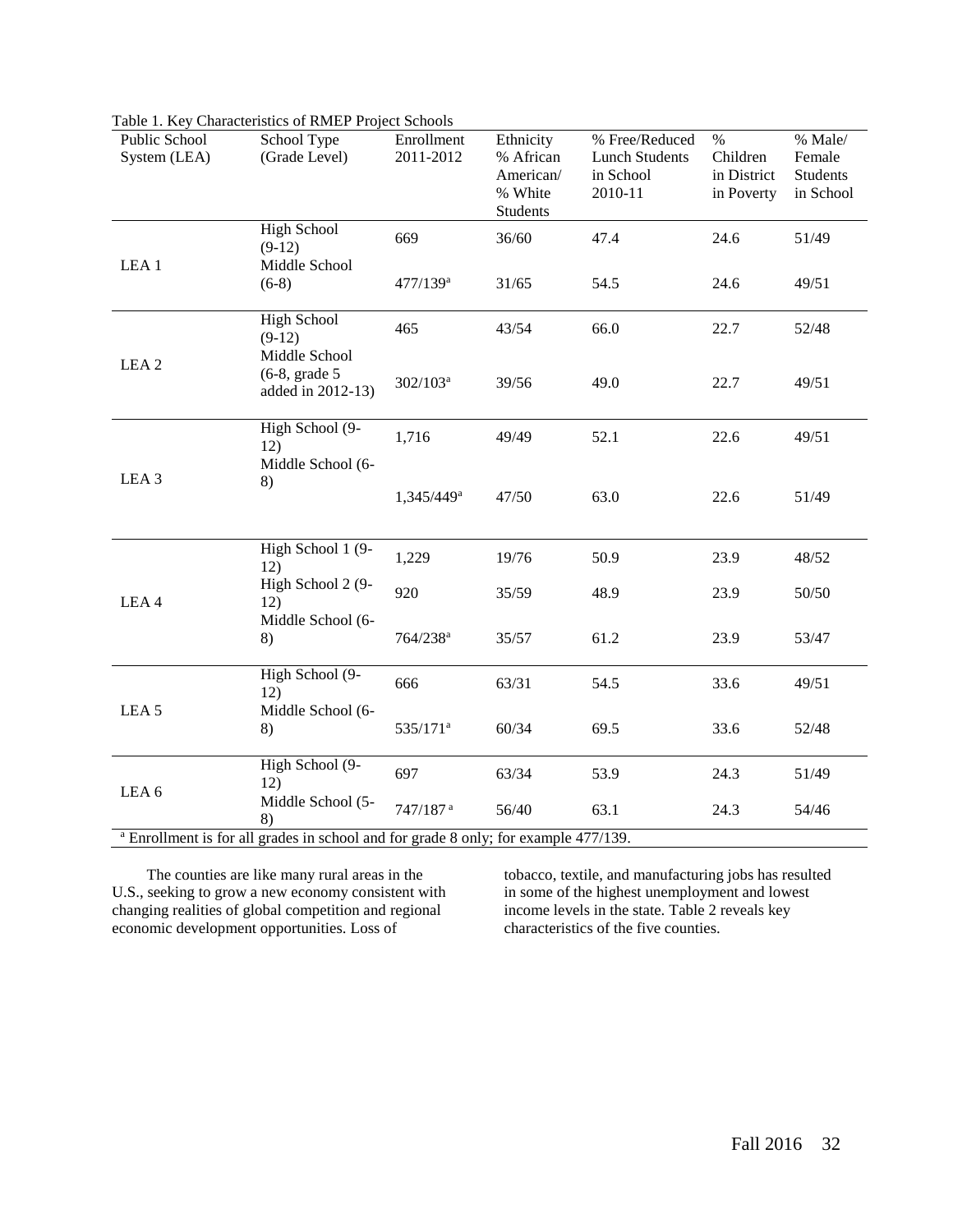Table 1. Key Characteristics of RMEP Project Schools

| Public School System (LEA) | School Type (Grade Level) | Enrollment 2011-2012 | Ethnicity % African American/ % White Students | % Free/Reduced Lunch Students in School 2010-11 | % Children in District in Poverty | % Male/ Female Students in School |
|---|---|---|---|---|---|---|
| LEA 1 | High School (9-12) | 669 | 36/60 | 47.4 | 24.6 | 51/49 |
| | Middle School (6-8) | 477/139[a] | 31/65 | 54.5 | 24.6 | 49/51 |
| LEA 2 | High School (9-12) | 465 | 43/54 | 66.0 | 22.7 | 52/48 |
| | Middle School (6-8, grade 5 added in 2012-13) | 302/103[a] | 39/56 | 49.0 | 22.7 | 49/51 |
| LEA 3 | High School (9-12) | 1,716 | 49/49 | 52.1 | 22.6 | 49/51 |
| | Middle School (6-8) | 1,345/449[a] | 47/50 | 63.0 | 22.6 | 51/49 |
| LEA 4 | High School 1 (9-12) | 1,229 | 19/76 | 50.9 | 23.9 | 48/52 |
| | High School 2 (9-12) | 920 | 35/59 | 48.9 | 23.9 | 50/50 |
| | Middle School (6-8) | 764/238[a] | 35/57 | 61.2 | 23.9 | 53/47 |
| LEA 5 | High School (9-12) | 666 | 63/31 | 54.5 | 33.6 | 49/51 |
| | Middle School (6-8) | 535/171[a] | 60/34 | 69.5 | 33.6 | 52/48 |
| LEA 6 | High School (9-12) | 697 | 63/34 | 53.9 | 24.3 | 51/49 |
| | Middle School (5-8) | 747/187[a] | 56/40 | 63.1 | 24.3 | 54/46 |

[a] Enrollment is for all grades in school and for grade 8 only; for example 477/139.

The counties are like many rural areas in the U.S., seeking to grow a new economy consistent with changing realities of global competition and regional economic development opportunities. Loss of tobacco, textile, and manufacturing jobs has resulted in some of the highest unemployment and lowest income levels in the state. Table 2 reveals key characteristics of the five counties.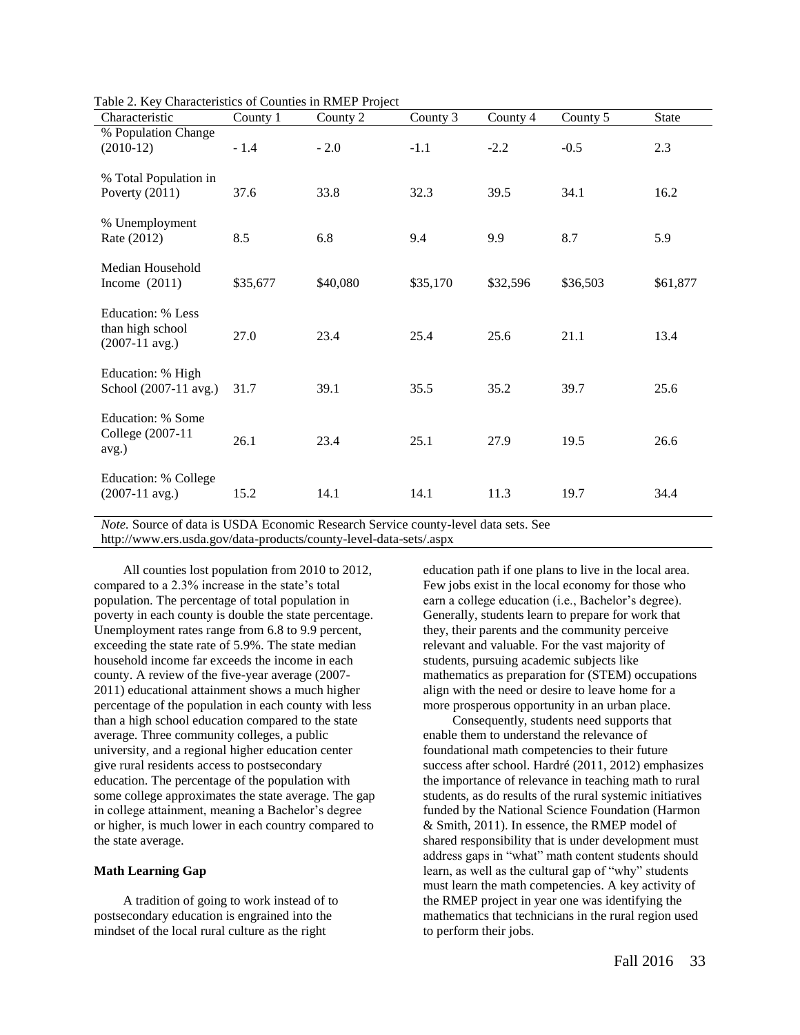Table 2. Key Characteristics of Counties in RMEP Project

| Characteristic | County 1 | County 2 | County 3 | County 4 | County 5 | State |
|---|---|---|---|---|---|---|
| % Population Change (2010-12) | - 1.4 | - 2.0 | -1.1 | -2.2 | -0.5 | 2.3 |
| % Total Population in Poverty (2011) | 37.6 | 33.8 | 32.3 | 39.5 | 34.1 | 16.2 |
| % Unemployment Rate (2012) | 8.5 | 6.8 | 9.4 | 9.9 | 8.7 | 5.9 |
| Median Household Income (2011) | $35,677 | $40,080 | $35,170 | $32,596 | $36,503 | $61,877 |
| Education: % Less than high school (2007-11 avg.) | 27.0 | 23.4 | 25.4 | 25.6 | 21.1 | 13.4 |
| Education: % High School (2007-11 avg.) | 31.7 | 39.1 | 35.5 | 35.2 | 39.7 | 25.6 |
| Education: % Some College (2007-11 avg.) | 26.1 | 23.4 | 25.1 | 27.9 | 19.5 | 26.6 |
| Education: % College (2007-11 avg.) | 15.2 | 14.1 | 14.1 | 11.3 | 19.7 | 34.4 |

*Note.* Source of data is USDA Economic Research Service county-level data sets. See http://www.ers.usda.gov/data-products/county-level-data-sets/.aspx

All counties lost population from 2010 to 2012, compared to a 2.3% increase in the state's total population. The percentage of total population in poverty in each county is double the state percentage. Unemployment rates range from 6.8 to 9.9 percent, exceeding the state rate of 5.9%. The state median household income far exceeds the income in each county. A review of the five-year average (2007-2011) educational attainment shows a much higher percentage of the population in each county with less than a high school education compared to the state average. Three community colleges, a public university, and a regional higher education center give rural residents access to postsecondary education. The percentage of the population with some college approximates the state average. The gap in college attainment, meaning a Bachelor's degree or higher, is much lower in each country compared to the state average.

**Math Learning Gap**

A tradition of going to work instead of to postsecondary education is engrained into the mindset of the local rural culture as the right education path if one plans to live in the local area. Few jobs exist in the local economy for those who earn a college education (i.e., Bachelor's degree). Generally, students learn to prepare for work that they, their parents and the community perceive relevant and valuable. For the vast majority of students, pursuing academic subjects like mathematics as preparation for (STEM) occupations align with the need or desire to leave home for a more prosperous opportunity in an urban place.

Consequently, students need supports that enable them to understand the relevance of foundational math competencies to their future success after school. Hardré (2011, 2012) emphasizes the importance of relevance in teaching math to rural students, as do results of the rural systemic initiatives funded by the National Science Foundation (Harmon & Smith, 2011). In essence, the RMEP model of shared responsibility that is under development must address gaps in "what" math content students should learn, as well as the cultural gap of "why" students must learn the math competencies. A key activity of the RMEP project in year one was identifying the mathematics that technicians in the rural region used to perform their jobs.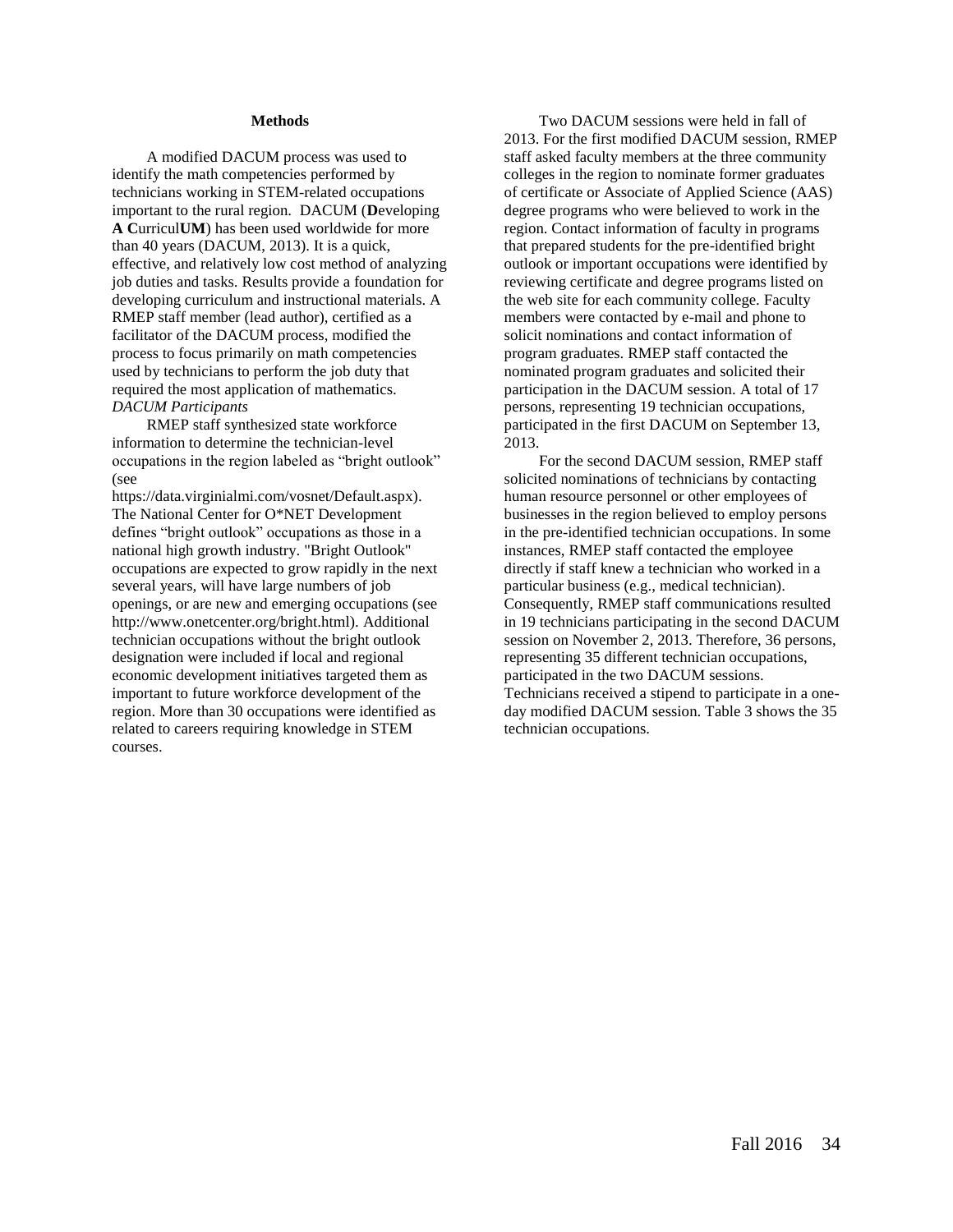## Methods

A modified DACUM process was used to identify the math competencies performed by technicians working in STEM-related occupations important to the rural region. DACUM (**D**eveloping **A C**urricul**UM**) has been used worldwide for more than 40 years (DACUM, 2013). It is a quick, effective, and relatively low cost method of analyzing job duties and tasks. Results provide a foundation for developing curriculum and instructional materials. A RMEP staff member (lead author), certified as a facilitator of the DACUM process, modified the process to focus primarily on math competencies used by technicians to perform the job duty that required the most application of mathematics.

*DACUM Participants*

RMEP staff synthesized state workforce information to determine the technician-level occupations in the region labeled as "bright outlook" (see https://data.virginialmi.com/vosnet/Default.aspx). The National Center for O*NET Development defines "bright outlook" occupations as those in a national high growth industry. "Bright Outlook" occupations are expected to grow rapidly in the next several years, will have large numbers of job openings, or are new and emerging occupations (see http://www.onetcenter.org/bright.html). Additional technician occupations without the bright outlook designation were included if local and regional economic development initiatives targeted them as important to future workforce development of the region. More than 30 occupations were identified as related to careers requiring knowledge in STEM courses.

Two DACUM sessions were held in fall of 2013. For the first modified DACUM session, RMEP staff asked faculty members at the three community colleges in the region to nominate former graduates of certificate or Associate of Applied Science (AAS) degree programs who were believed to work in the region. Contact information of faculty in programs that prepared students for the pre-identified bright outlook or important occupations were identified by reviewing certificate and degree programs listed on the web site for each community college. Faculty members were contacted by e-mail and phone to solicit nominations and contact information of program graduates. RMEP staff contacted the nominated program graduates and solicited their participation in the DACUM session. A total of 17 persons, representing 19 technician occupations, participated in the first DACUM on September 13, 2013.

For the second DACUM session, RMEP staff solicited nominations of technicians by contacting human resource personnel or other employees of businesses in the region believed to employ persons in the pre-identified technician occupations. In some instances, RMEP staff contacted the employee directly if staff knew a technician who worked in a particular business (e.g., medical technician). Consequently, RMEP staff communications resulted in 19 technicians participating in the second DACUM session on November 2, 2013. Therefore, 36 persons, representing 35 different technician occupations, participated in the two DACUM sessions. Technicians received a stipend to participate in a one-day modified DACUM session. Table 3 shows the 35 technician occupations.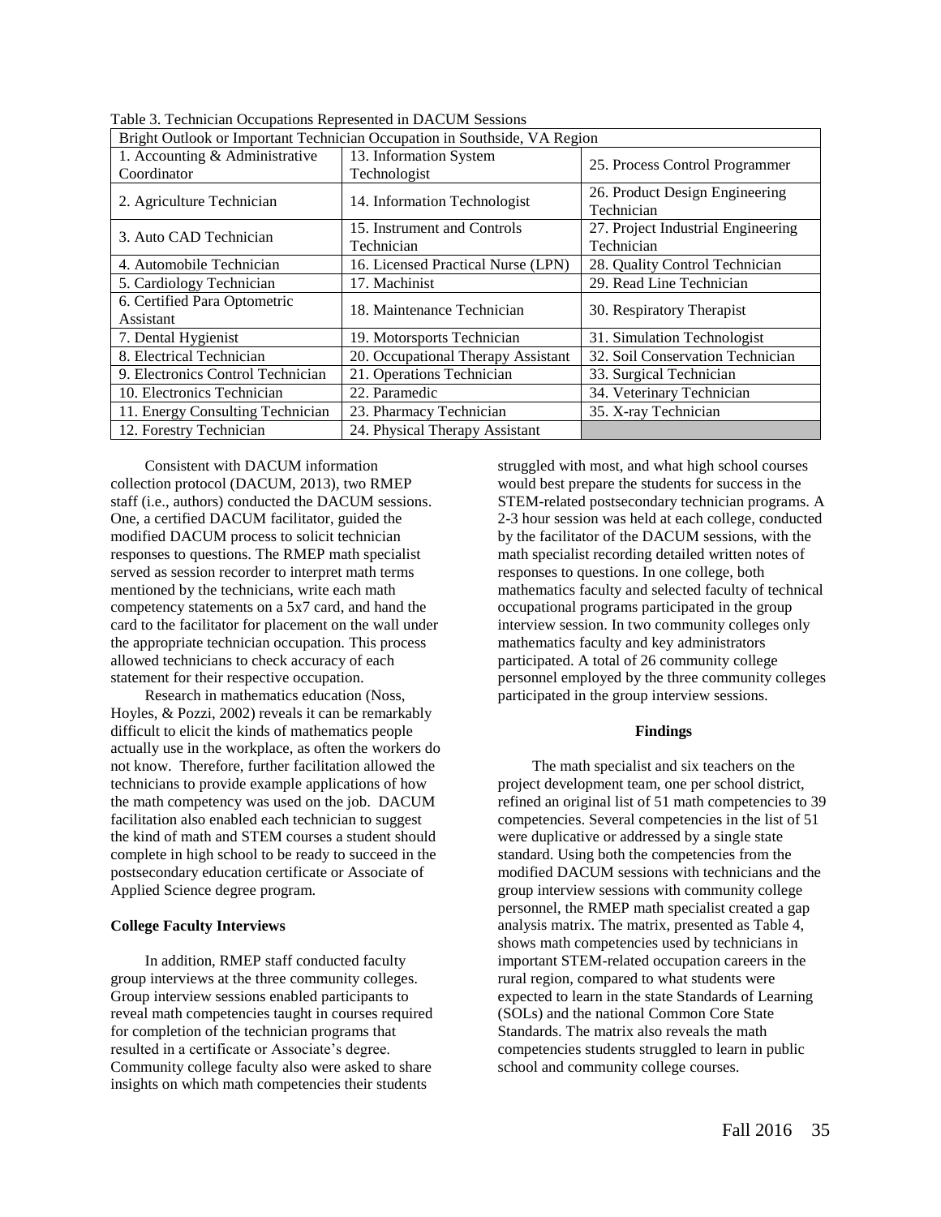Table 3. Technician Occupations Represented in DACUM Sessions

| Bright Outlook or Important Technician Occupation in Southside, VA Region | | |
|---|---|---|
| 1. Accounting & Administrative Coordinator | 13. Information System Technologist | 25. Process Control Programmer |
| 2. Agriculture Technician | 14. Information Technologist | 26. Product Design Engineering Technician |
| 3. Auto CAD Technician | 15. Instrument and Controls Technician | 27. Project Industrial Engineering Technician |
| 4. Automobile Technician | 16. Licensed Practical Nurse (LPN) | 28. Quality Control Technician |
| 5. Cardiology Technician | 17. Machinist | 29. Read Line Technician |
| 6. Certified Para Optometric Assistant | 18. Maintenance Technician | 30. Respiratory Therapist |
| 7. Dental Hygienist | 19. Motorsports Technician | 31. Simulation Technologist |
| 8. Electrical Technician | 20. Occupational Therapy Assistant | 32. Soil Conservation Technician |
| 9. Electronics Control Technician | 21. Operations Technician | 33. Surgical Technician |
| 10. Electronics Technician | 22. Paramedic | 34. Veterinary Technician |
| 11. Energy Consulting Technician | 23. Pharmacy Technician | 35. X-ray Technician |
| 12. Forestry Technician | 24. Physical Therapy Assistant | |

Consistent with DACUM information collection protocol (DACUM, 2013), two RMEP staff (i.e., authors) conducted the DACUM sessions. One, a certified DACUM facilitator, guided the modified DACUM process to solicit technician responses to questions. The RMEP math specialist served as session recorder to interpret math terms mentioned by the technicians, write each math competency statements on a 5x7 card, and hand the card to the facilitator for placement on the wall under the appropriate technician occupation. This process allowed technicians to check accuracy of each statement for their respective occupation.

Research in mathematics education (Noss, Hoyles, & Pozzi, 2002) reveals it can be remarkably difficult to elicit the kinds of mathematics people actually use in the workplace, as often the workers do not know. Therefore, further facilitation allowed the technicians to provide example applications of how the math competency was used on the job. DACUM facilitation also enabled each technician to suggest the kind of math and STEM courses a student should complete in high school to be ready to succeed in the postsecondary education certificate or Associate of Applied Science degree program.

**College Faculty Interviews**

In addition, RMEP staff conducted faculty group interviews at the three community colleges. Group interview sessions enabled participants to reveal math competencies taught in courses required for completion of the technician programs that resulted in a certificate or Associate's degree. Community college faculty also were asked to share insights on which math competencies their students struggled with most, and what high school courses would best prepare the students for success in the STEM-related postsecondary technician programs. A 2-3 hour session was held at each college, conducted by the facilitator of the DACUM sessions, with the math specialist recording detailed written notes of responses to questions. In one college, both mathematics faculty and selected faculty of technical occupational programs participated in the group interview session. In two community colleges only mathematics faculty and key administrators participated. A total of 26 community college personnel employed by the three community colleges participated in the group interview sessions.

## Findings

The math specialist and six teachers on the project development team, one per school district, refined an original list of 51 math competencies to 39 competencies. Several competencies in the list of 51 were duplicative or addressed by a single state standard. Using both the competencies from the modified DACUM sessions with technicians and the group interview sessions with community college personnel, the RMEP math specialist created a gap analysis matrix. The matrix, presented as Table 4, shows math competencies used by technicians in important STEM-related occupation careers in the rural region, compared to what students were expected to learn in the state Standards of Learning (SOLs) and the national Common Core State Standards. The matrix also reveals the math competencies students struggled to learn in public school and community college courses.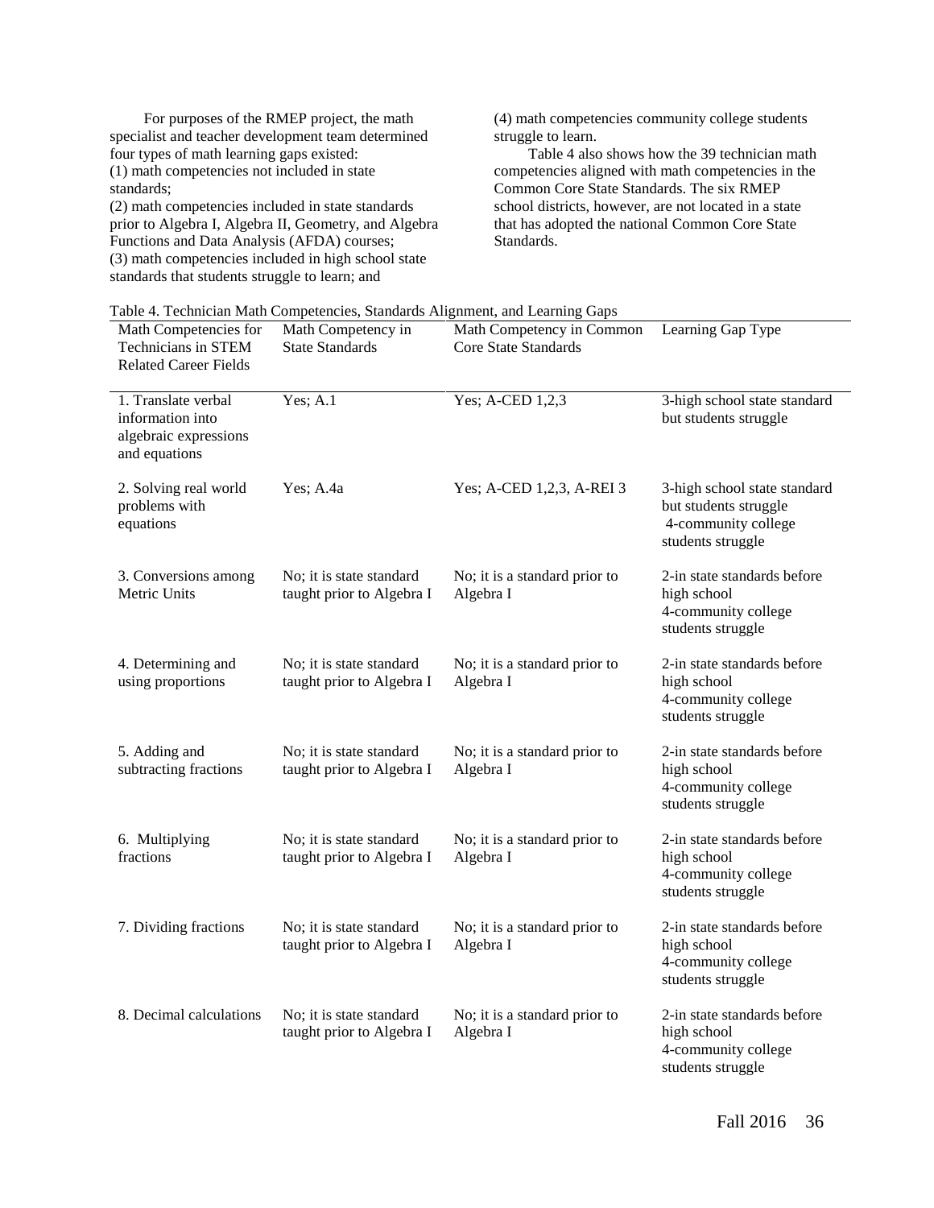For purposes of the RMEP project, the math specialist and teacher development team determined four types of math learning gaps existed:
(1) math competencies not included in state standards;
(2) math competencies included in state standards prior to Algebra I, Algebra II, Geometry, and Algebra Functions and Data Analysis (AFDA) courses;
(3) math competencies included in high school state standards that students struggle to learn; and
(4) math competencies community college students struggle to learn.

Table 4 also shows how the 39 technician math competencies aligned with math competencies in the Common Core State Standards. The six RMEP school districts, however, are not located in a state that has adopted the national Common Core State Standards.

Table 4. Technician Math Competencies, Standards Alignment, and Learning Gaps

| Math Competencies for Technicians in STEM Related Career Fields | Math Competency in State Standards | Math Competency in Common Core State Standards | Learning Gap Type |
|---|---|---|---|
| 1. Translate verbal information into algebraic expressions and equations | Yes; A.1 | Yes; A-CED 1,2,3 | 3-high school state standard but students struggle |
| 2. Solving real world problems with equations | Yes; A.4a | Yes; A-CED 1,2,3, A-REI 3 | 3-high school state standard but students struggle 4-community college students struggle |
| 3. Conversions among Metric Units | No; it is state standard taught prior to Algebra I | No; it is a standard prior to Algebra I | 2-in state standards before high school 4-community college students struggle |
| 4. Determining and using proportions | No; it is state standard taught prior to Algebra I | No; it is a standard prior to Algebra I | 2-in state standards before high school 4-community college students struggle |
| 5. Adding and subtracting fractions | No; it is state standard taught prior to Algebra I | No; it is a standard prior to Algebra I | 2-in state standards before high school 4-community college students struggle |
| 6. Multiplying fractions | No; it is state standard taught prior to Algebra I | No; it is a standard prior to Algebra I | 2-in state standards before high school 4-community college students struggle |
| 7. Dividing fractions | No; it is state standard taught prior to Algebra I | No; it is a standard prior to Algebra I | 2-in state standards before high school 4-community college students struggle |
| 8. Decimal calculations | No; it is state standard taught prior to Algebra I | No; it is a standard prior to Algebra I | 2-in state standards before high school 4-community college students struggle |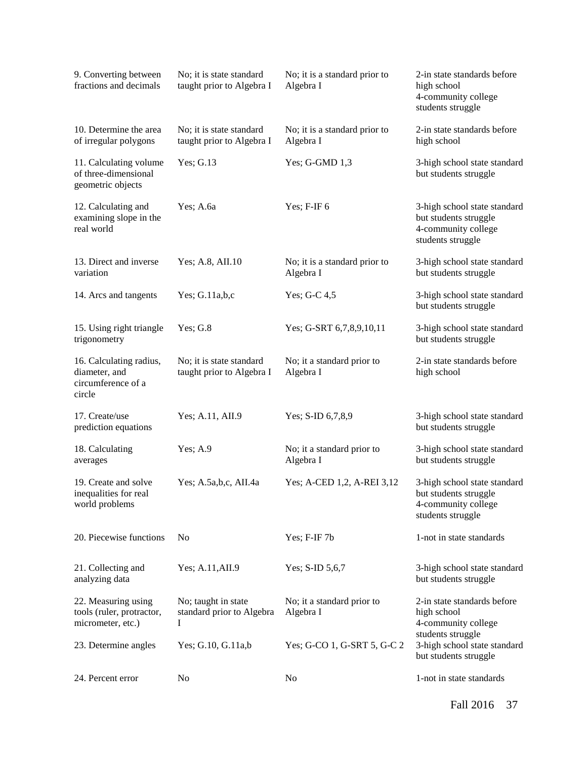| | | | |
|---|---|---|---|
| 9. Converting between fractions and decimals | No; it is state standard taught prior to Algebra I | No; it is a standard prior to Algebra I | 2-in state standards before high school<br>4-community college students struggle |
| 10. Determine the area of irregular polygons | No; it is state standard taught prior to Algebra I | No; it is a standard prior to Algebra I | 2-in state standards before high school |
| 11. Calculating volume of three-dimensional geometric objects | Yes; G.13 | Yes; G-GMD 1,3 | 3-high school state standard but students struggle |
| 12. Calculating and examining slope in the real world | Yes; A.6a | Yes; F-IF 6 | 3-high school state standard but students struggle<br>4-community college students struggle |
| 13. Direct and inverse variation | Yes; A.8, AII.10 | No; it is a standard prior to Algebra I | 3-high school state standard but students struggle |
| 14. Arcs and tangents | Yes; G.11a,b,c | Yes; G-C 4,5 | 3-high school state standard but students struggle |
| 15. Using right triangle trigonometry | Yes; G.8 | Yes; G-SRT 6,7,8,9,10,11 | 3-high school state standard but students struggle |
| 16. Calculating radius, diameter, and circumference of a circle | No; it is state standard taught prior to Algebra I | No; it a standard prior to Algebra I | 2-in state standards before high school |
| 17. Create/use prediction equations | Yes; A.11, AII.9 | Yes; S-ID 6,7,8,9 | 3-high school state standard but students struggle |
| 18. Calculating averages | Yes; A.9 | No; it a standard prior to Algebra I | 3-high school state standard but students struggle |
| 19. Create and solve inequalities for real world problems | Yes; A.5a,b,c, AII.4a | Yes; A-CED 1,2, A-REI 3,12 | 3-high school state standard but students struggle<br>4-community college students struggle |
| 20. Piecewise functions | No | Yes; F-IF 7b | 1-not in state standards |
| 21. Collecting and analyzing data | Yes; A.11,AII.9 | Yes; S-ID 5,6,7 | 3-high school state standard but students struggle |
| 22. Measuring using tools (ruler, protractor, micrometer, etc.) | No; taught in state standard prior to Algebra I | No; it a standard prior to Algebra I | 2-in state standards before high school<br>4-community college students struggle |
| 23. Determine angles | Yes; G.10, G.11a,b | Yes; G-CO 1, G-SRT 5, G-C 2 | 3-high school state standard but students struggle |
| 24. Percent error | No | No | 1-not in state standards |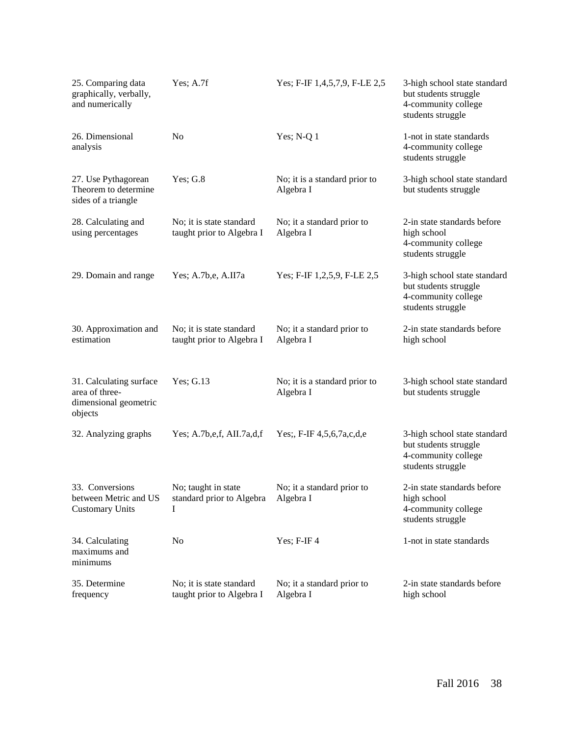| | | | |
|---|---|---|---|
| 25. Comparing data graphically, verbally, and numerically | Yes; A.7f | Yes; F-IF 1,4,5,7,9, F-LE 2,5 | 3-high school state standard but students struggle<br>4-community college students struggle |
| 26. Dimensional analysis | No | Yes; N-Q 1 | 1-not in state standards<br>4-community college students struggle |
| 27. Use Pythagorean Theorem to determine sides of a triangle | Yes; G.8 | No; it is a standard prior to Algebra I | 3-high school state standard but students struggle |
| 28. Calculating and using percentages | No; it is state standard taught prior to Algebra I | No; it a standard prior to Algebra I | 2-in state standards before high school<br>4-community college students struggle |
| 29. Domain and range | Yes; A.7b,e, A.II7a | Yes; F-IF 1,2,5,9, F-LE 2,5 | 3-high school state standard but students struggle<br>4-community college students struggle |
| 30. Approximation and estimation | No; it is state standard taught prior to Algebra I | No; it a standard prior to Algebra I | 2-in state standards before high school |
| 31. Calculating surface area of three-dimensional geometric objects | Yes; G.13 | No; it is a standard prior to Algebra I | 3-high school state standard but students struggle |
| 32. Analyzing graphs | Yes; A.7b,e,f, AII.7a,d,f | Yes;, F-IF 4,5,6,7a,c,d,e | 3-high school state standard but students struggle<br>4-community college students struggle |
| 33. Conversions between Metric and US Customary Units | No; taught in state standard prior to Algebra I | No; it a standard prior to Algebra I | 2-in state standards before high school<br>4-community college students struggle |
| 34. Calculating maximums and minimums | No | Yes; F-IF 4 | 1-not in state standards |
| 35. Determine frequency | No; it is state standard taught prior to Algebra I | No; it a standard prior to Algebra I | 2-in state standards before high school |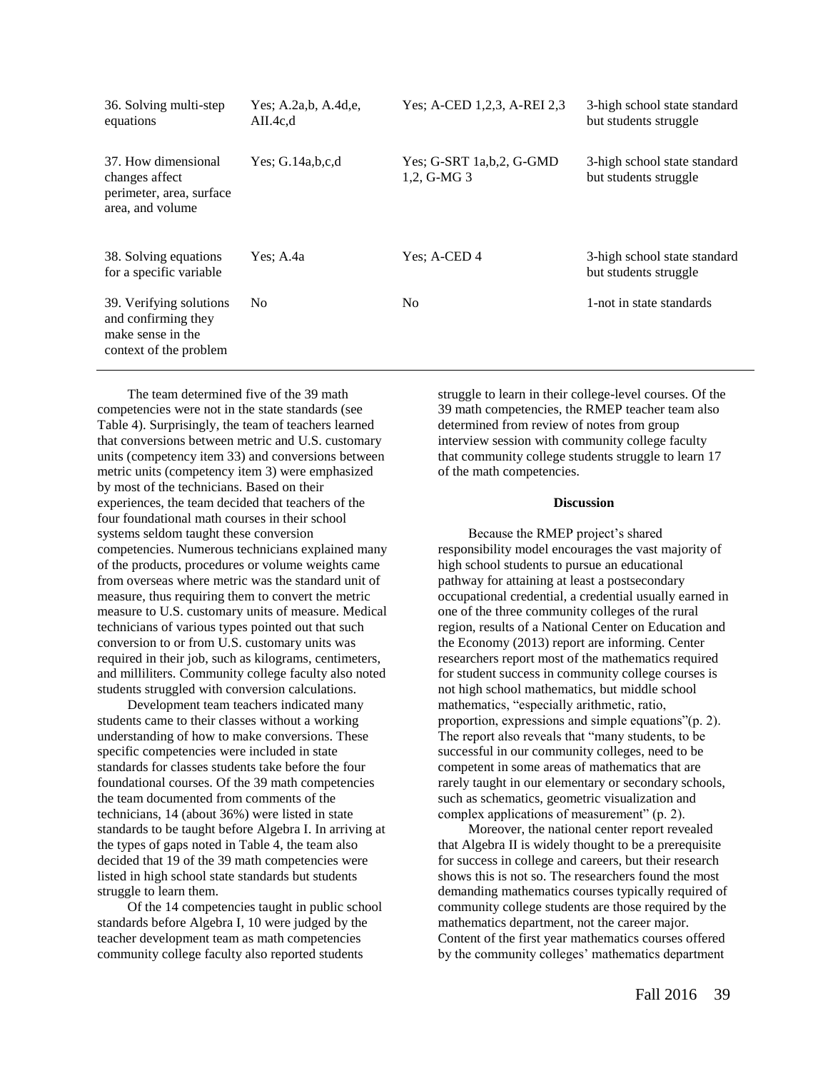| | | | |
|---|---|---|---|
| 36. Solving multi-step equations | Yes; A.2a,b, A.4d,e, AII.4c,d | Yes; A-CED 1,2,3, A-REI 2,3 | 3-high school state standard but students struggle |
| 37. How dimensional changes affect perimeter, area, surface area, and volume | Yes; G.14a,b,c,d | Yes; G-SRT 1a,b,2, G-GMD 1,2, G-MG 3 | 3-high school state standard but students struggle |
| 38. Solving equations for a specific variable | Yes; A.4a | Yes; A-CED 4 | 3-high school state standard but students struggle |
| 39. Verifying solutions and confirming they make sense in the context of the problem | No | No | 1-not in state standards |

The team determined five of the 39 math competencies were not in the state standards (see Table 4). Surprisingly, the team of teachers learned that conversions between metric and U.S. customary units (competency item 33) and conversions between metric units (competency item 3) were emphasized by most of the technicians. Based on their experiences, the team decided that teachers of the four foundational math courses in their school systems seldom taught these conversion competencies. Numerous technicians explained many of the products, procedures or volume weights came from overseas where metric was the standard unit of measure, thus requiring them to convert the metric measure to U.S. customary units of measure. Medical technicians of various types pointed out that such conversion to or from U.S. customary units was required in their job, such as kilograms, centimeters, and milliliters. Community college faculty also noted students struggled with conversion calculations.

Development team teachers indicated many students came to their classes without a working understanding of how to make conversions. These specific competencies were included in state standards for classes students take before the four foundational courses. Of the 39 math competencies the team documented from comments of the technicians, 14 (about 36%) were listed in state standards to be taught before Algebra I. In arriving at the types of gaps noted in Table 4, the team also decided that 19 of the 39 math competencies were listed in high school state standards but students struggle to learn them.

Of the 14 competencies taught in public school standards before Algebra I, 10 were judged by the teacher development team as math competencies community college faculty also reported students struggle to learn in their college-level courses. Of the 39 math competencies, the RMEP teacher team also determined from review of notes from group interview session with community college faculty that community college students struggle to learn 17 of the math competencies.

## Discussion

Because the RMEP project's shared responsibility model encourages the vast majority of high school students to pursue an educational pathway for attaining at least a postsecondary occupational credential, a credential usually earned in one of the three community colleges of the rural region, results of a National Center on Education and the Economy (2013) report are informing. Center researchers report most of the mathematics required for student success in community college courses is not high school mathematics, but middle school mathematics, "especially arithmetic, ratio, proportion, expressions and simple equations"(p. 2). The report also reveals that "many students, to be successful in our community colleges, need to be competent in some areas of mathematics that are rarely taught in our elementary or secondary schools, such as schematics, geometric visualization and complex applications of measurement" (p. 2).

Moreover, the national center report revealed that Algebra II is widely thought to be a prerequisite for success in college and careers, but their research shows this is not so. The researchers found the most demanding mathematics courses typically required of community college students are those required by the mathematics department, not the career major. Content of the first year mathematics courses offered by the community colleges' mathematics department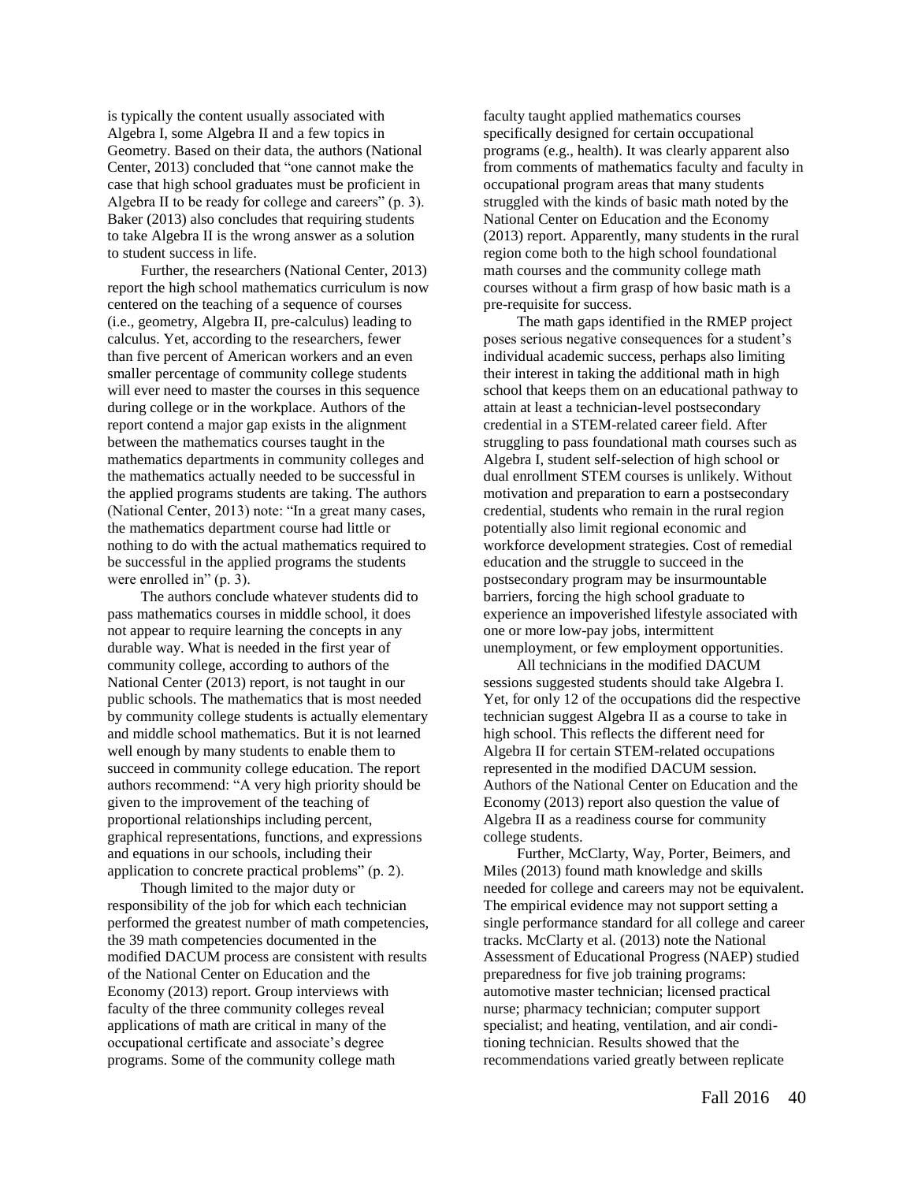is typically the content usually associated with Algebra I, some Algebra II and a few topics in Geometry. Based on their data, the authors (National Center, 2013) concluded that "one cannot make the case that high school graduates must be proficient in Algebra II to be ready for college and careers" (p. 3). Baker (2013) also concludes that requiring students to take Algebra II is the wrong answer as a solution to student success in life.

Further, the researchers (National Center, 2013) report the high school mathematics curriculum is now centered on the teaching of a sequence of courses (i.e., geometry, Algebra II, pre-calculus) leading to calculus. Yet, according to the researchers, fewer than five percent of American workers and an even smaller percentage of community college students will ever need to master the courses in this sequence during college or in the workplace. Authors of the report contend a major gap exists in the alignment between the mathematics courses taught in the mathematics departments in community colleges and the mathematics actually needed to be successful in the applied programs students are taking. The authors (National Center, 2013) note: "In a great many cases, the mathematics department course had little or nothing to do with the actual mathematics required to be successful in the applied programs the students were enrolled in" (p. 3).

The authors conclude whatever students did to pass mathematics courses in middle school, it does not appear to require learning the concepts in any durable way. What is needed in the first year of community college, according to authors of the National Center (2013) report, is not taught in our public schools. The mathematics that is most needed by community college students is actually elementary and middle school mathematics. But it is not learned well enough by many students to enable them to succeed in community college education. The report authors recommend: "A very high priority should be given to the improvement of the teaching of proportional relationships including percent, graphical representations, functions, and expressions and equations in our schools, including their application to concrete practical problems" (p. 2).

Though limited to the major duty or responsibility of the job for which each technician performed the greatest number of math competencies, the 39 math competencies documented in the modified DACUM process are consistent with results of the National Center on Education and the Economy (2013) report. Group interviews with faculty of the three community colleges reveal applications of math are critical in many of the occupational certificate and associate's degree programs. Some of the community college math faculty taught applied mathematics courses specifically designed for certain occupational programs (e.g., health). It was clearly apparent also from comments of mathematics faculty and faculty in occupational program areas that many students struggled with the kinds of basic math noted by the National Center on Education and the Economy (2013) report. Apparently, many students in the rural region come both to the high school foundational math courses and the community college math courses without a firm grasp of how basic math is a pre-requisite for success.

The math gaps identified in the RMEP project poses serious negative consequences for a student's individual academic success, perhaps also limiting their interest in taking the additional math in high school that keeps them on an educational pathway to attain at least a technician-level postsecondary credential in a STEM-related career field. After struggling to pass foundational math courses such as Algebra I, student self-selection of high school or dual enrollment STEM courses is unlikely. Without motivation and preparation to earn a postsecondary credential, students who remain in the rural region potentially also limit regional economic and workforce development strategies. Cost of remedial education and the struggle to succeed in the postsecondary program may be insurmountable barriers, forcing the high school graduate to experience an impoverished lifestyle associated with one or more low-pay jobs, intermittent unemployment, or few employment opportunities.

All technicians in the modified DACUM sessions suggested students should take Algebra I. Yet, for only 12 of the occupations did the respective technician suggest Algebra II as a course to take in high school. This reflects the different need for Algebra II for certain STEM-related occupations represented in the modified DACUM session. Authors of the National Center on Education and the Economy (2013) report also question the value of Algebra II as a readiness course for community college students.

Further, McClarty, Way, Porter, Beimers, and Miles (2013) found math knowledge and skills needed for college and careers may not be equivalent. The empirical evidence may not support setting a single performance standard for all college and career tracks. McClarty et al. (2013) note the National Assessment of Educational Progress (NAEP) studied preparedness for five job training programs: automotive master technician; licensed practical nurse; pharmacy technician; computer support specialist; and heating, ventilation, and air conditioning technician. Results showed that the recommendations varied greatly between replicate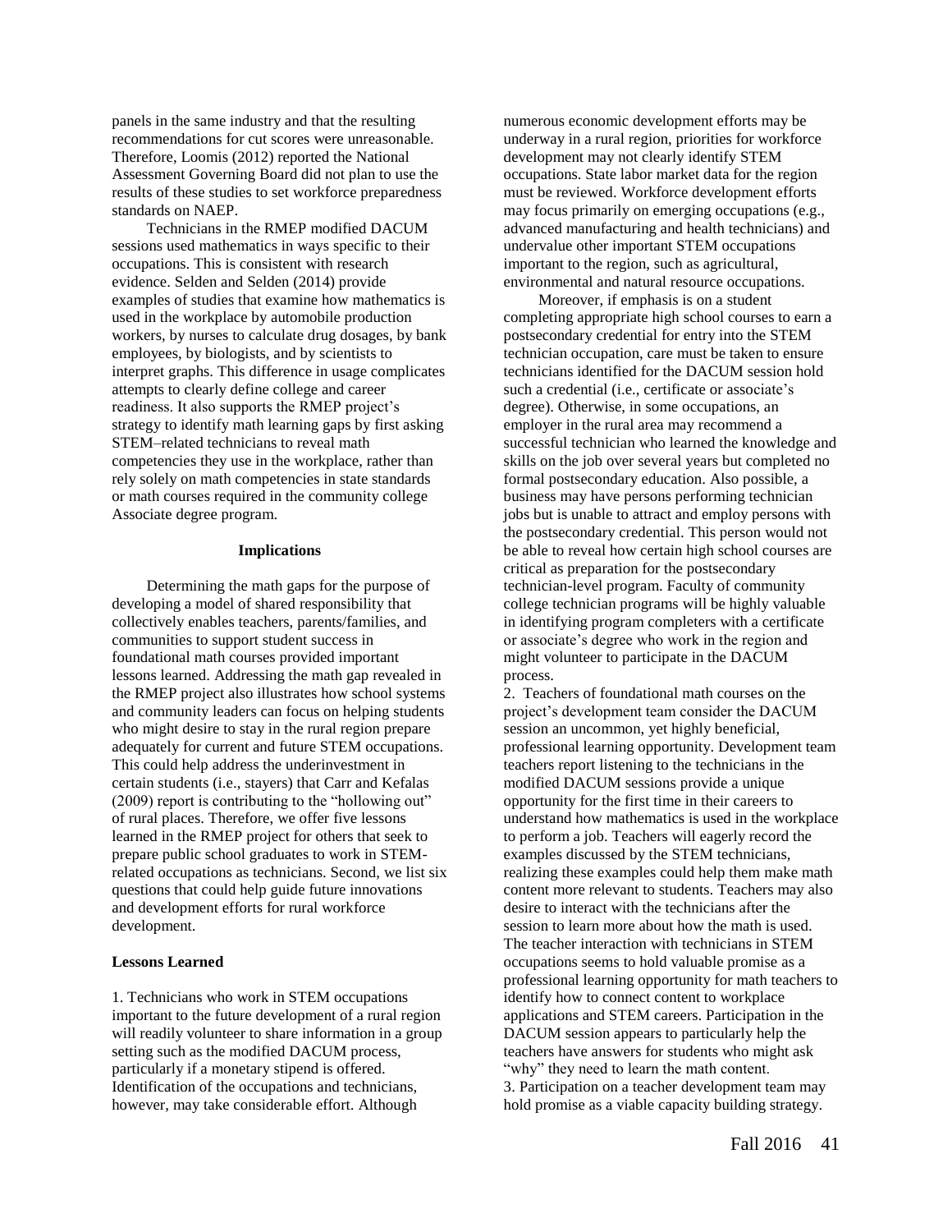panels in the same industry and that the resulting recommendations for cut scores were unreasonable. Therefore, Loomis (2012) reported the National Assessment Governing Board did not plan to use the results of these studies to set workforce preparedness standards on NAEP.

Technicians in the RMEP modified DACUM sessions used mathematics in ways specific to their occupations. This is consistent with research evidence. Selden and Selden (2014) provide examples of studies that examine how mathematics is used in the workplace by automobile production workers, by nurses to calculate drug dosages, by bank employees, by biologists, and by scientists to interpret graphs. This difference in usage complicates attempts to clearly define college and career readiness. It also supports the RMEP project's strategy to identify math learning gaps by first asking STEM–related technicians to reveal math competencies they use in the workplace, rather than rely solely on math competencies in state standards or math courses required in the community college Associate degree program.

## Implications

Determining the math gaps for the purpose of developing a model of shared responsibility that collectively enables teachers, parents/families, and communities to support student success in foundational math courses provided important lessons learned. Addressing the math gap revealed in the RMEP project also illustrates how school systems and community leaders can focus on helping students who might desire to stay in the rural region prepare adequately for current and future STEM occupations. This could help address the underinvestment in certain students (i.e., stayers) that Carr and Kefalas (2009) report is contributing to the "hollowing out" of rural places. Therefore, we offer five lessons learned in the RMEP project for others that seek to prepare public school graduates to work in STEM-related occupations as technicians. Second, we list six questions that could help guide future innovations and development efforts for rural workforce development.

### Lessons Learned

1. Technicians who work in STEM occupations important to the future development of a rural region will readily volunteer to share information in a group setting such as the modified DACUM process, particularly if a monetary stipend is offered. Identification of the occupations and technicians, however, may take considerable effort. Although numerous economic development efforts may be underway in a rural region, priorities for workforce development may not clearly identify STEM occupations. State labor market data for the region must be reviewed. Workforce development efforts may focus primarily on emerging occupations (e.g., advanced manufacturing and health technicians) and undervalue other important STEM occupations important to the region, such as agricultural, environmental and natural resource occupations.

Moreover, if emphasis is on a student completing appropriate high school courses to earn a postsecondary credential for entry into the STEM technician occupation, care must be taken to ensure technicians identified for the DACUM session hold such a credential (i.e., certificate or associate's degree). Otherwise, in some occupations, an employer in the rural area may recommend a successful technician who learned the knowledge and skills on the job over several years but completed no formal postsecondary education. Also possible, a business may have persons performing technician jobs but is unable to attract and employ persons with the postsecondary credential. This person would not be able to reveal how certain high school courses are critical as preparation for the postsecondary technician-level program. Faculty of community college technician programs will be highly valuable in identifying program completers with a certificate or associate's degree who work in the region and might volunteer to participate in the DACUM process.

2. Teachers of foundational math courses on the project's development team consider the DACUM session an uncommon, yet highly beneficial, professional learning opportunity. Development team teachers report listening to the technicians in the modified DACUM sessions provide a unique opportunity for the first time in their careers to understand how mathematics is used in the workplace to perform a job. Teachers will eagerly record the examples discussed by the STEM technicians, realizing these examples could help them make math content more relevant to students. Teachers may also desire to interact with the technicians after the session to learn more about how the math is used. The teacher interaction with technicians in STEM occupations seems to hold valuable promise as a professional learning opportunity for math teachers to identify how to connect content to workplace applications and STEM careers. Participation in the DACUM session appears to particularly help the teachers have answers for students who might ask "why" they need to learn the math content.

3. Participation on a teacher development team may hold promise as a viable capacity building strategy.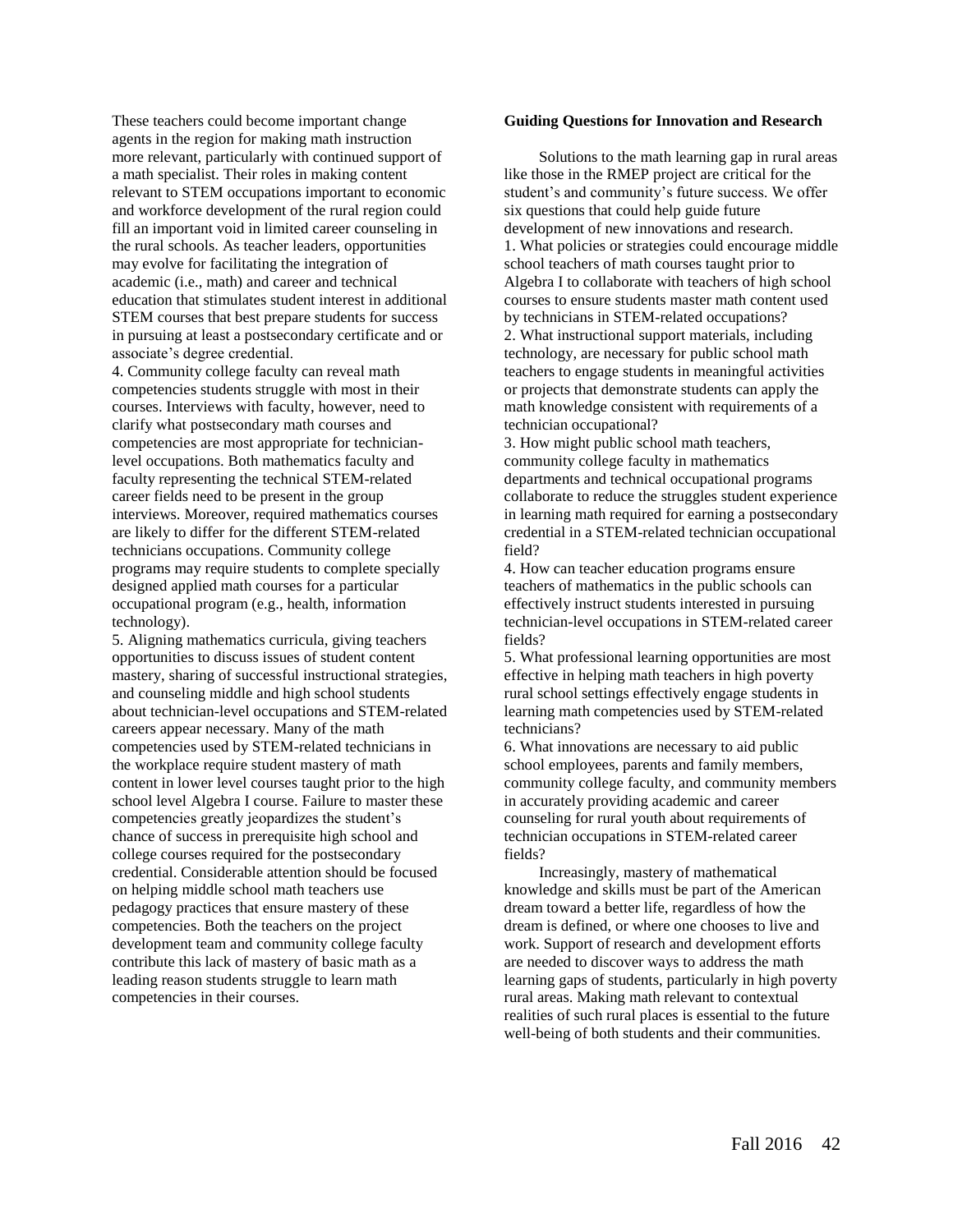These teachers could become important change agents in the region for making math instruction more relevant, particularly with continued support of a math specialist. Their roles in making content relevant to STEM occupations important to economic and workforce development of the rural region could fill an important void in limited career counseling in the rural schools. As teacher leaders, opportunities may evolve for facilitating the integration of academic (i.e., math) and career and technical education that stimulates student interest in additional STEM courses that best prepare students for success in pursuing at least a postsecondary certificate and or associate's degree credential.

4. Community college faculty can reveal math competencies students struggle with most in their courses. Interviews with faculty, however, need to clarify what postsecondary math courses and competencies are most appropriate for technician-level occupations. Both mathematics faculty and faculty representing the technical STEM-related career fields need to be present in the group interviews. Moreover, required mathematics courses are likely to differ for the different STEM-related technicians occupations. Community college programs may require students to complete specially designed applied math courses for a particular occupational program (e.g., health, information technology).

5. Aligning mathematics curricula, giving teachers opportunities to discuss issues of student content mastery, sharing of successful instructional strategies, and counseling middle and high school students about technician-level occupations and STEM-related careers appear necessary. Many of the math competencies used by STEM-related technicians in the workplace require student mastery of math content in lower level courses taught prior to the high school level Algebra I course. Failure to master these competencies greatly jeopardizes the student's chance of success in prerequisite high school and college courses required for the postsecondary credential. Considerable attention should be focused on helping middle school math teachers use pedagogy practices that ensure mastery of these competencies. Both the teachers on the project development team and community college faculty contribute this lack of mastery of basic math as a leading reason students struggle to learn math competencies in their courses.

**Guiding Questions for Innovation and Research**

Solutions to the math learning gap in rural areas like those in the RMEP project are critical for the student's and community's future success. We offer six questions that could help guide future development of new innovations and research.

1. What policies or strategies could encourage middle school teachers of math courses taught prior to Algebra I to collaborate with teachers of high school courses to ensure students master math content used by technicians in STEM-related occupations?
2. What instructional support materials, including technology, are necessary for public school math teachers to engage students in meaningful activities or projects that demonstrate students can apply the math knowledge consistent with requirements of a technician occupational?
3. How might public school math teachers, community college faculty in mathematics departments and technical occupational programs collaborate to reduce the struggles student experience in learning math required for earning a postsecondary credential in a STEM-related technician occupational field?
4. How can teacher education programs ensure teachers of mathematics in the public schools can effectively instruct students interested in pursuing technician-level occupations in STEM-related career fields?
5. What professional learning opportunities are most effective in helping math teachers in high poverty rural school settings effectively engage students in learning math competencies used by STEM-related technicians?
6. What innovations are necessary to aid public school employees, parents and family members, community college faculty, and community members in accurately providing academic and career counseling for rural youth about requirements of technician occupations in STEM-related career fields?

Increasingly, mastery of mathematical knowledge and skills must be part of the American dream toward a better life, regardless of how the dream is defined, or where one chooses to live and work. Support of research and development efforts are needed to discover ways to address the math learning gaps of students, particularly in high poverty rural areas. Making math relevant to contextual realities of such rural places is essential to the future well-being of both students and their communities.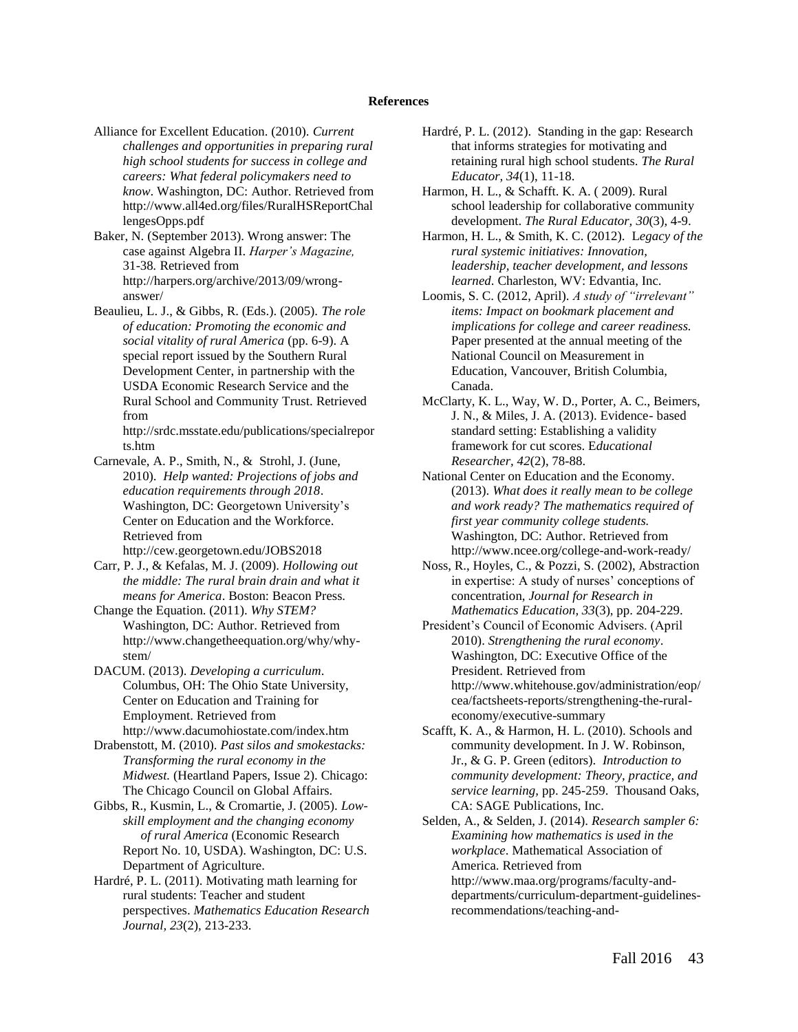## References

Alliance for Excellent Education. (2010). *Current challenges and opportunities in preparing rural high school students for success in college and careers: What federal policymakers need to know*. Washington, DC: Author. Retrieved from http://www.all4ed.org/files/RuralHSReportChallengesOpps.pdf

Baker, N. (September 2013). Wrong answer: The case against Algebra II. *Harper's Magazine,* 31-38. Retrieved from http://harpers.org/archive/2013/09/wrong-answer/

Beaulieu, L. J., & Gibbs, R. (Eds.). (2005). *The role of education: Promoting the economic and social vitality of rural America* (pp. 6-9). A special report issued by the Southern Rural Development Center, in partnership with the USDA Economic Research Service and the Rural School and Community Trust. Retrieved from http://srdc.msstate.edu/publications/specialreports.htm

Carnevale, A. P., Smith, N., & Strohl, J. (June, 2010). *Help wanted: Projections of jobs and education requirements through 2018*. Washington, DC: Georgetown University's Center on Education and the Workforce. Retrieved from http://cew.georgetown.edu/JOBS2018

Carr, P. J., & Kefalas, M. J. (2009). *Hollowing out the middle: The rural brain drain and what it means for America*. Boston: Beacon Press.

Change the Equation. (2011). *Why STEM?* Washington, DC: Author. Retrieved from http://www.changetheequation.org/why/why-stem/

DACUM. (2013). *Developing a curriculum*. Columbus, OH: The Ohio State University, Center on Education and Training for Employment. Retrieved from http://www.dacumohiostate.com/index.htm

Drabenstott, M. (2010). *Past silos and smokestacks: Transforming the rural economy in the Midwest.* (Heartland Papers, Issue 2). Chicago: The Chicago Council on Global Affairs.

Gibbs, R., Kusmin, L., & Cromartie, J. (2005). *Low-skill employment and the changing economy of rural America* (Economic Research Report No. 10, USDA). Washington, DC: U.S. Department of Agriculture.

Hardré, P. L. (2011). Motivating math learning for rural students: Teacher and student perspectives. *Mathematics Education Research Journal, 23*(2), 213-233.

Hardré, P. L. (2012). Standing in the gap: Research that informs strategies for motivating and retaining rural high school students. *The Rural Educator, 34*(1), 11-18.

Harmon, H. L., & Schafft. K. A. ( 2009). Rural school leadership for collaborative community development. *The Rural Educator, 30*(3), 4-9.

Harmon, H. L., & Smith, K. C. (2012). *Legacy of the rural systemic initiatives: Innovation, leadership, teacher development, and lessons learned*. Charleston, WV: Edvantia, Inc.

Loomis, S. C. (2012, April). *A study of "irrelevant" items: Impact on bookmark placement and implications for college and career readiness.* Paper presented at the annual meeting of the National Council on Measurement in Education, Vancouver, British Columbia, Canada.

McClarty, K. L., Way, W. D., Porter, A. C., Beimers, J. N., & Miles, J. A. (2013). Evidence- based standard setting: Establishing a validity framework for cut scores. *Educational Researcher, 42*(2), 78-88.

National Center on Education and the Economy. (2013). *What does it really mean to be college and work ready? The mathematics required of first year community college students.* Washington, DC: Author. Retrieved from http://www.ncee.org/college-and-work-ready/

Noss, R., Hoyles, C., & Pozzi, S. (2002), Abstraction in expertise: A study of nurses' conceptions of concentration, *Journal for Research in Mathematics Education, 33*(3), pp. 204-229.

President's Council of Economic Advisers. (April 2010). *Strengthening the rural economy*. Washington, DC: Executive Office of the President. Retrieved from http://www.whitehouse.gov/administration/eop/cea/factsheets-reports/strengthening-the-rural-economy/executive-summary

Scafft, K. A., & Harmon, H. L. (2010). Schools and community development. In J. W. Robinson, Jr., & G. P. Green (editors). *Introduction to community development: Theory, practice, and service learning,* pp. 245-259. Thousand Oaks, CA: SAGE Publications, Inc.

Selden, A., & Selden, J. (2014). *Research sampler 6: Examining how mathematics is used in the workplace*. Mathematical Association of America. Retrieved from http://www.maa.org/programs/faculty-and-departments/curriculum-department-guidelines-recommendations/teaching-and-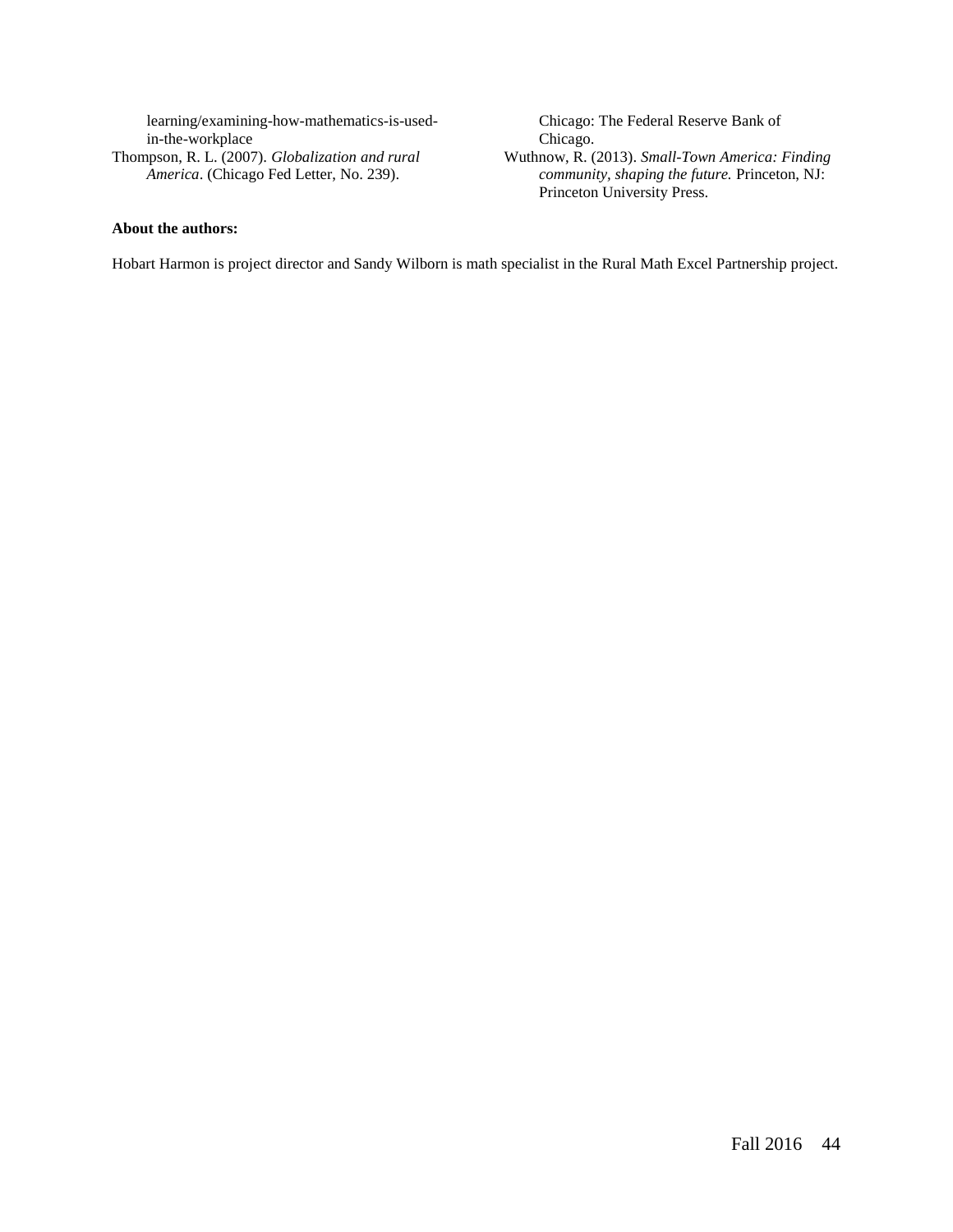learning/examining-how-mathematics-is-used-in-the-workplace

Thompson, R. L. (2007). *Globalization and rural America*. (Chicago Fed Letter, No. 239). Chicago: The Federal Reserve Bank of Chicago.

Wuthnow, R. (2013). *Small-Town America: Finding community, shaping the future.* Princeton, NJ: Princeton University Press.

**About the authors:**

Hobart Harmon is project director and Sandy Wilborn is math specialist in the Rural Math Excel Partnership project.